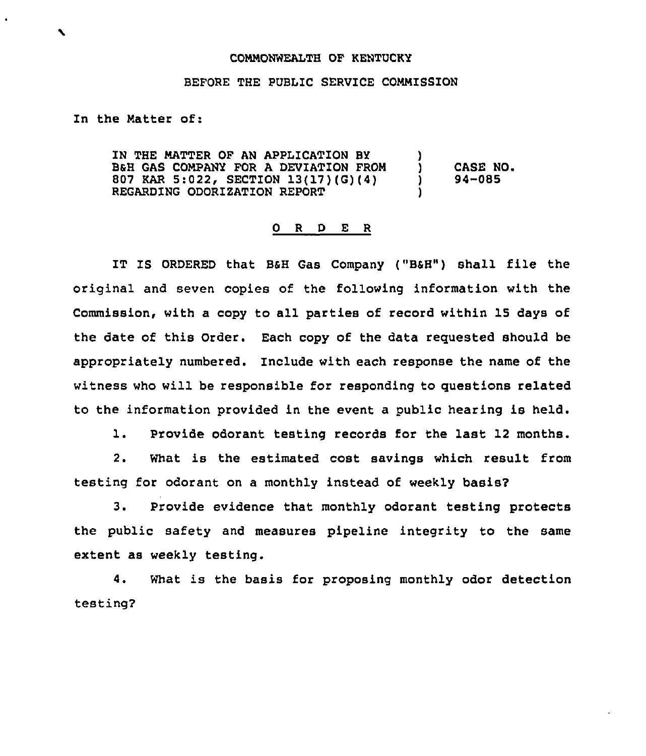COMMONWEALTH OF KENTUCKY

BEFORE THE PUBLIC SERVICE COMMISSION

In the Matter of:

| | | |
|---|---|---|
| IN THE MATTER OF AN APPLICATION BY B&H GAS COMPANY FOR A DEVIATION FROM 807 KAR 5:022, SECTION 13(17)(G)(4) REGARDING ODORIZATION REPORT | ) ) ) ) | CASE NO. 94-085 |

## O R D E R

IT IS ORDERED that B&H Gas Company ("B&H") shall file the original and seven copies of the following information with the Commission, with a copy to all parties of record within 15 days of the date of this Order. Each copy of the data requested should be appropriately numbered. Include with each response the name of the witness who will be responsible for responding to questions related to the information provided in the event a public hearing is held.

1. Provide odorant testing records for the last 12 months.

2. What is the estimated cost savings which result from testing for odorant on a monthly instead of weekly basis?

3. Provide evidence that monthly odorant testing protects the public safety and measures pipeline integrity to the same extent as weekly testing.

4. What is the basis for proposing monthly odor detection testing?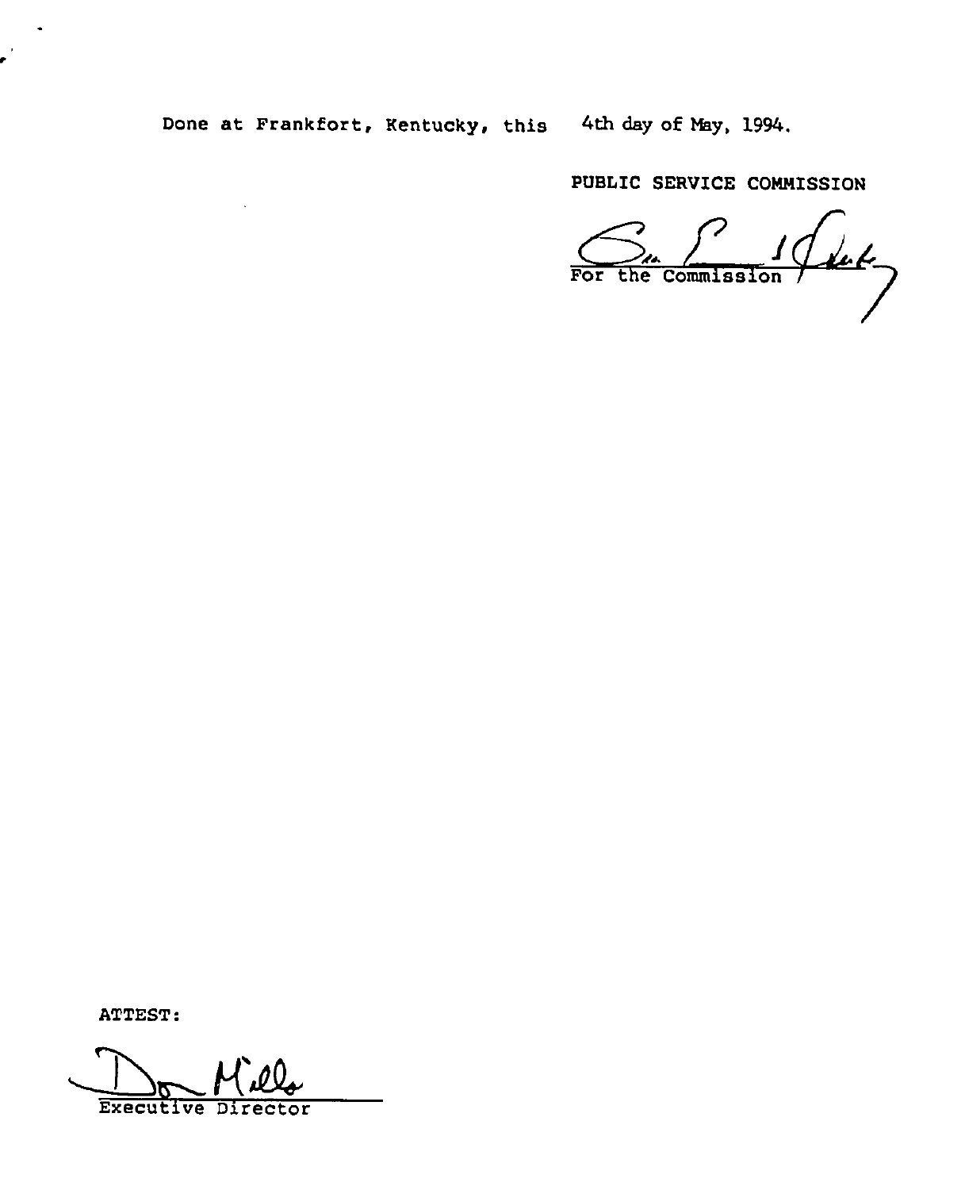Done at Frankfort, Kentucky, this 4th day of May, 1994.

PUBLIC SERVICE COMMISSION

For the Commission

ATTEST:

Executive Director